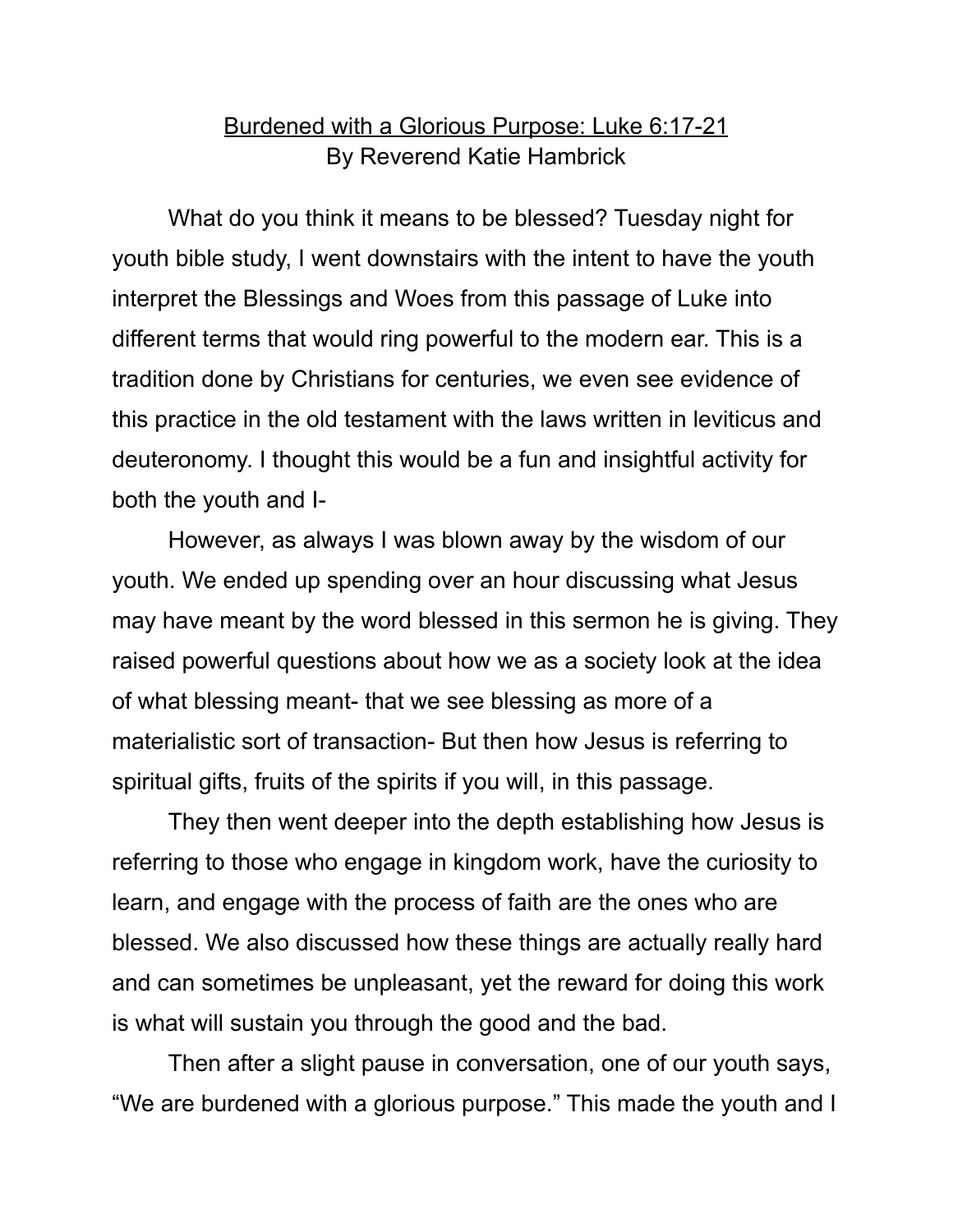# Burdened with a Glorious Purpose: Luke 6:17-21

By Reverend Katie Hambrick

What do you think it means to be blessed? Tuesday night for youth bible study, I went downstairs with the intent to have the youth interpret the Blessings and Woes from this passage of Luke into different terms that would ring powerful to the modern ear. This is a tradition done by Christians for centuries, we even see evidence of this practice in the old testament with the laws written in leviticus and deuteronomy. I thought this would be a fun and insightful activity for both the youth and I-

However, as always I was blown away by the wisdom of our youth. We ended up spending over an hour discussing what Jesus may have meant by the word blessed in this sermon he is giving. They raised powerful questions about how we as a society look at the idea of what blessing meant- that we see blessing as more of a materialistic sort of transaction- But then how Jesus is referring to spiritual gifts, fruits of the spirits if you will, in this passage.

They then went deeper into the depth establishing how Jesus is referring to those who engage in kingdom work, have the curiosity to learn, and engage with the process of faith are the ones who are blessed. We also discussed how these things are actually really hard and can sometimes be unpleasant, yet the reward for doing this work is what will sustain you through the good and the bad.

Then after a slight pause in conversation, one of our youth says, “We are burdened with a glorious purpose.” This made the youth and I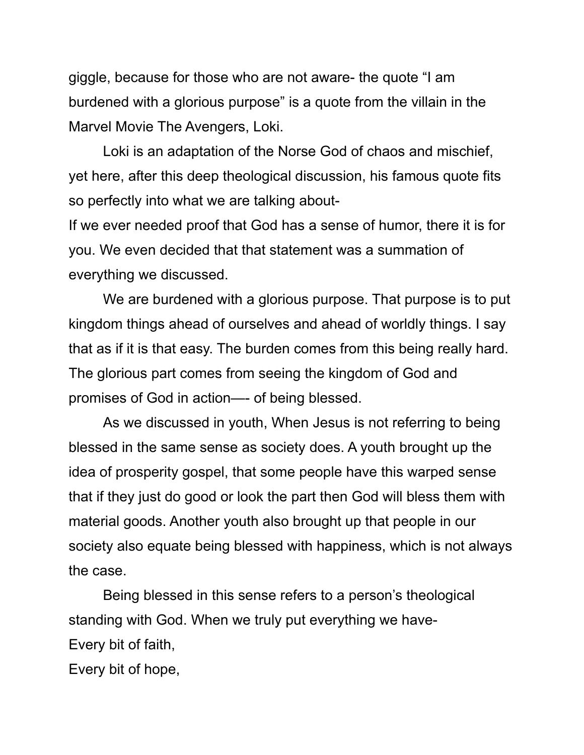giggle, because for those who are not aware- the quote “I am burdened with a glorious purpose” is a quote from the villain in the Marvel Movie The Avengers, Loki.

Loki is an adaptation of the Norse God of chaos and mischief, yet here, after this deep theological discussion, his famous quote fits so perfectly into what we are talking about-

If we ever needed proof that God has a sense of humor, there it is for you. We even decided that that statement was a summation of everything we discussed.

We are burdened with a glorious purpose. That purpose is to put kingdom things ahead of ourselves and ahead of worldly things. I say that as if it is that easy. The burden comes from this being really hard. The glorious part comes from seeing the kingdom of God and promises of God in action—- of being blessed.

As we discussed in youth, When Jesus is not referring to being blessed in the same sense as society does. A youth brought up the idea of prosperity gospel, that some people have this warped sense that if they just do good or look the part then God will bless them with material goods. Another youth also brought up that people in our society also equate being blessed with happiness, which is not always the case.

Being blessed in this sense refers to a person’s theological standing with God. When we truly put everything we have-

Every bit of faith,

Every bit of hope,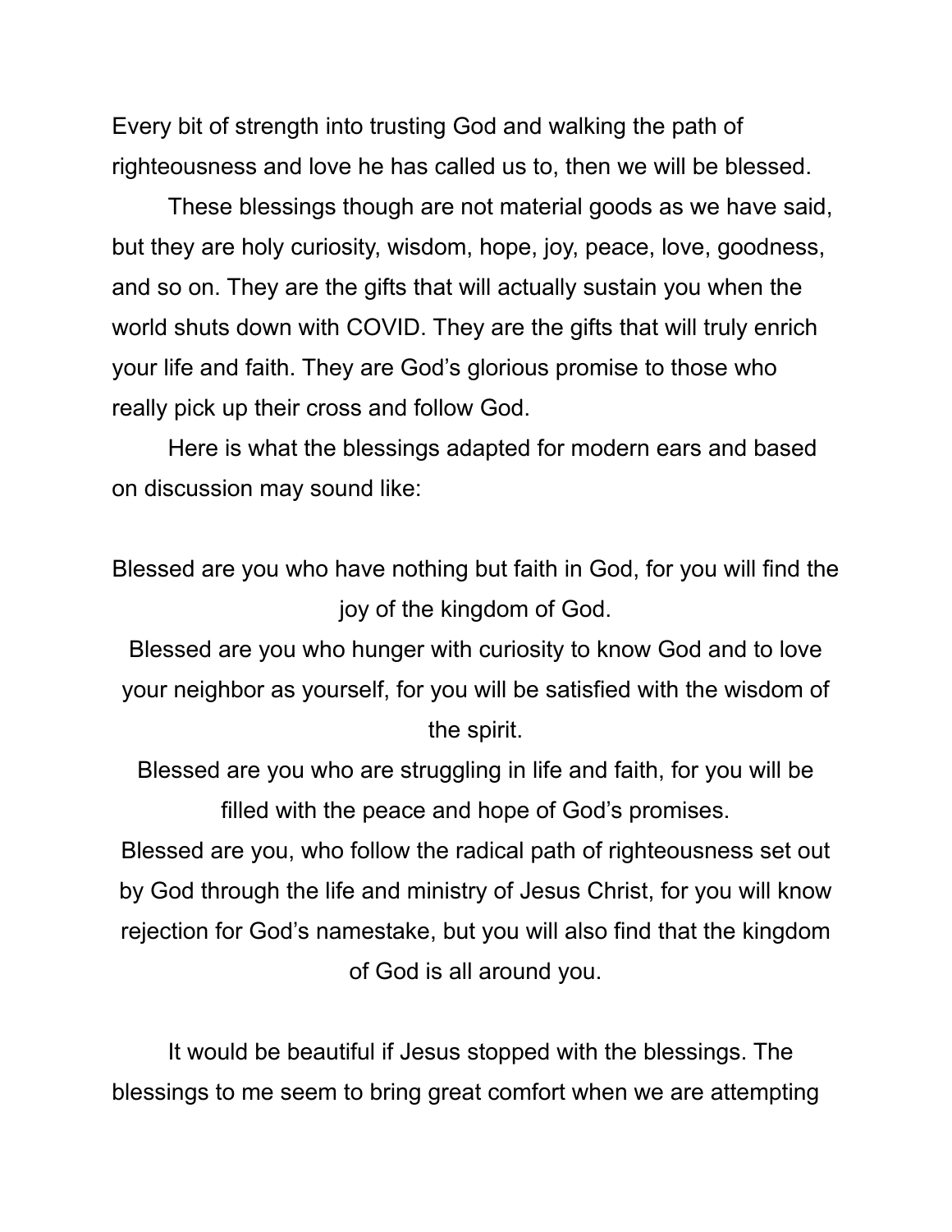Every bit of strength into trusting God and walking the path of righteousness and love he has called us to, then we will be blessed.

These blessings though are not material goods as we have said, but they are holy curiosity, wisdom, hope, joy, peace, love, goodness, and so on. They are the gifts that will actually sustain you when the world shuts down with COVID. They are the gifts that will truly enrich your life and faith. They are God's glorious promise to those who really pick up their cross and follow God.

Here is what the blessings adapted for modern ears and based on discussion may sound like:

Blessed are you who have nothing but faith in God, for you will find the joy of the kingdom of God.
Blessed are you who hunger with curiosity to know God and to love your neighbor as yourself, for you will be satisfied with the wisdom of the spirit.
Blessed are you who are struggling in life and faith, for you will be filled with the peace and hope of God's promises.
Blessed are you, who follow the radical path of righteousness set out by God through the life and ministry of Jesus Christ, for you will know rejection for God's namestake, but you will also find that the kingdom of God is all around you.

It would be beautiful if Jesus stopped with the blessings. The blessings to me seem to bring great comfort when we are attempting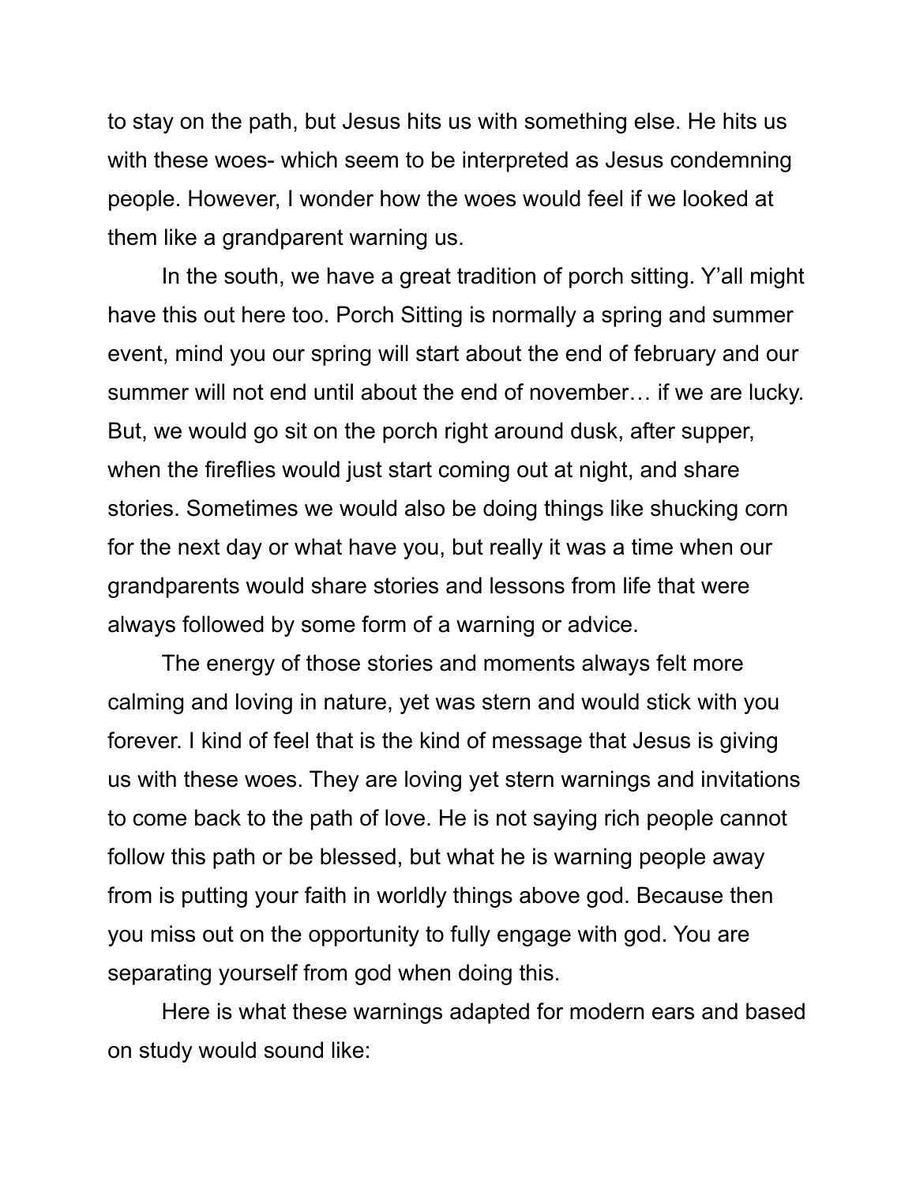to stay on the path, but Jesus hits us with something else. He hits us with these woes- which seem to be interpreted as Jesus condemning people. However, I wonder how the woes would feel if we looked at them like a grandparent warning us.

In the south, we have a great tradition of porch sitting. Y'all might have this out here too. Porch Sitting is normally a spring and summer event, mind you our spring will start about the end of february and our summer will not end until about the end of november… if we are lucky. But, we would go sit on the porch right around dusk, after supper, when the fireflies would just start coming out at night, and share stories. Sometimes we would also be doing things like shucking corn for the next day or what have you, but really it was a time when our grandparents would share stories and lessons from life that were always followed by some form of a warning or advice.

The energy of those stories and moments always felt more calming and loving in nature, yet was stern and would stick with you forever. I kind of feel that is the kind of message that Jesus is giving us with these woes. They are loving yet stern warnings and invitations to come back to the path of love. He is not saying rich people cannot follow this path or be blessed, but what he is warning people away from is putting your faith in worldly things above god. Because then you miss out on the opportunity to fully engage with god. You are separating yourself from god when doing this.

Here is what these warnings adapted for modern ears and based on study would sound like: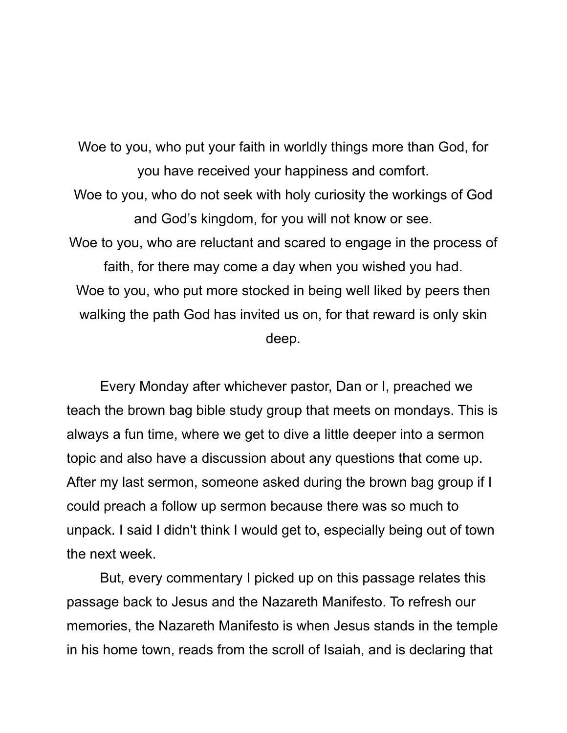Woe to you, who put your faith in worldly things more than God, for you have received your happiness and comfort.
Woe to you, who do not seek with holy curiosity the workings of God and God's kingdom, for you will not know or see.
Woe to you, who are reluctant and scared to engage in the process of faith, for there may come a day when you wished you had.
Woe to you, who put more stocked in being well liked by peers then walking the path God has invited us on, for that reward is only skin deep.

Every Monday after whichever pastor, Dan or I, preached we teach the brown bag bible study group that meets on mondays. This is always a fun time, where we get to dive a little deeper into a sermon topic and also have a discussion about any questions that come up. After my last sermon, someone asked during the brown bag group if I could preach a follow up sermon because there was so much to unpack. I said I didn't think I would get to, especially being out of town the next week.

But, every commentary I picked up on this passage relates this passage back to Jesus and the Nazareth Manifesto. To refresh our memories, the Nazareth Manifesto is when Jesus stands in the temple in his home town, reads from the scroll of Isaiah, and is declaring that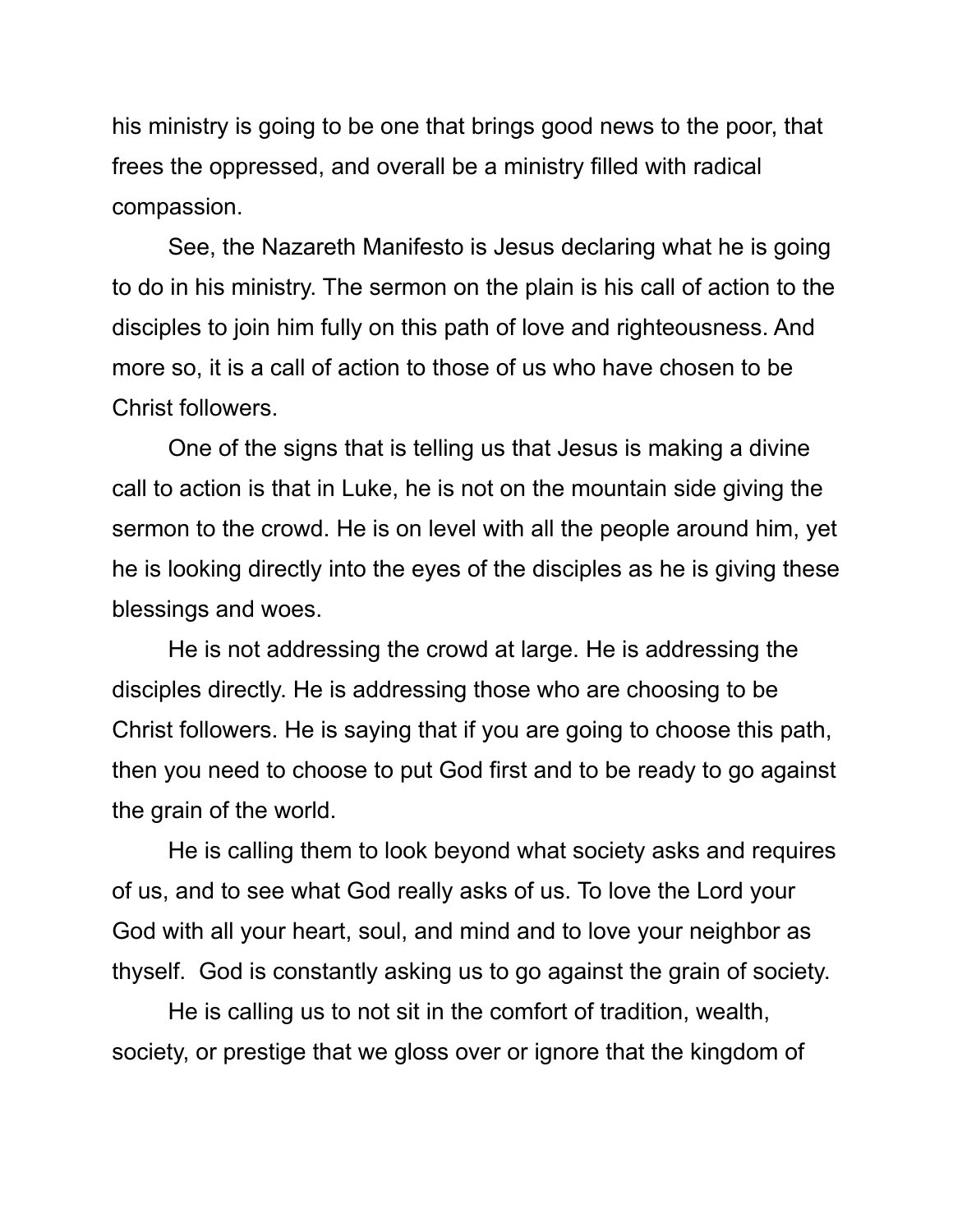his ministry is going to be one that brings good news to the poor, that frees the oppressed, and overall be a ministry filled with radical compassion.

See, the Nazareth Manifesto is Jesus declaring what he is going to do in his ministry. The sermon on the plain is his call of action to the disciples to join him fully on this path of love and righteousness. And more so, it is a call of action to those of us who have chosen to be Christ followers.

One of the signs that is telling us that Jesus is making a divine call to action is that in Luke, he is not on the mountain side giving the sermon to the crowd. He is on level with all the people around him, yet he is looking directly into the eyes of the disciples as he is giving these blessings and woes.

He is not addressing the crowd at large. He is addressing the disciples directly. He is addressing those who are choosing to be Christ followers. He is saying that if you are going to choose this path, then you need to choose to put God first and to be ready to go against the grain of the world.

He is calling them to look beyond what society asks and requires of us, and to see what God really asks of us. To love the Lord your God with all your heart, soul, and mind and to love your neighbor as thyself. God is constantly asking us to go against the grain of society.

He is calling us to not sit in the comfort of tradition, wealth, society, or prestige that we gloss over or ignore that the kingdom of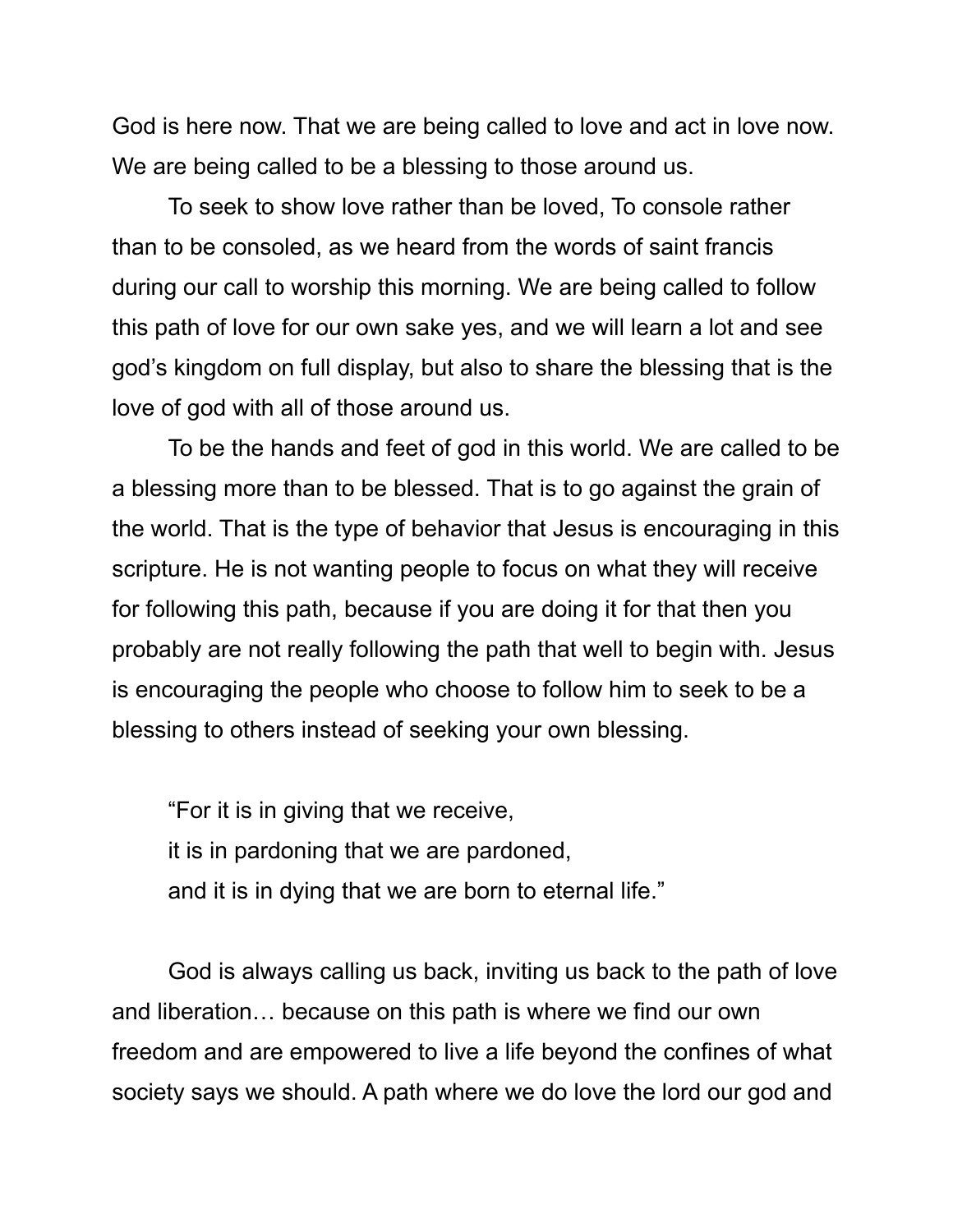God is here now. That we are being called to love and act in love now. We are being called to be a blessing to those around us.

To seek to show love rather than be loved, To console rather than to be consoled, as we heard from the words of saint francis during our call to worship this morning. We are being called to follow this path of love for our own sake yes, and we will learn a lot and see god's kingdom on full display, but also to share the blessing that is the love of god with all of those around us.

To be the hands and feet of god in this world. We are called to be a blessing more than to be blessed. That is to go against the grain of the world. That is the type of behavior that Jesus is encouraging in this scripture. He is not wanting people to focus on what they will receive for following this path, because if you are doing it for that then you probably are not really following the path that well to begin with. Jesus is encouraging the people who choose to follow him to seek to be a blessing to others instead of seeking your own blessing.

> "For it is in giving that we receive,
> it is in pardoning that we are pardoned,
> and it is in dying that we are born to eternal life."

God is always calling us back, inviting us back to the path of love and liberation… because on this path is where we find our own freedom and are empowered to live a life beyond the confines of what society says we should. A path where we do love the lord our god and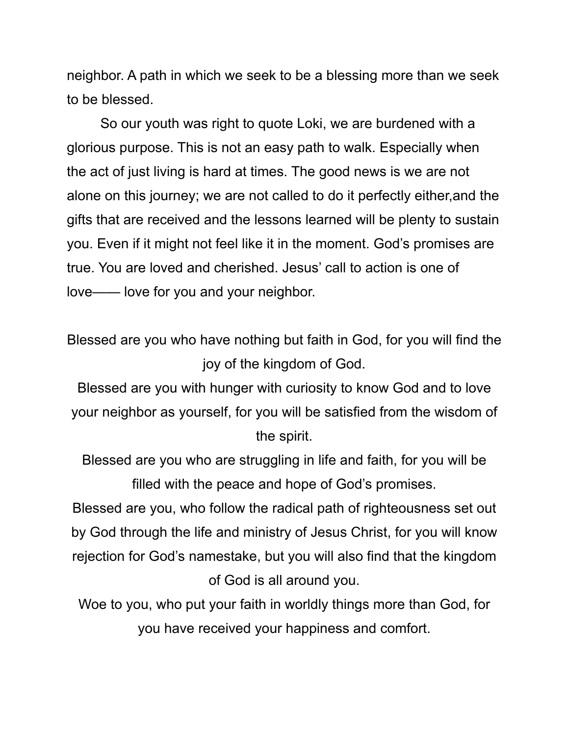neighbor. A path in which we seek to be a blessing more than we seek to be blessed.

So our youth was right to quote Loki, we are burdened with a glorious purpose. This is not an easy path to walk. Especially when the act of just living is hard at times. The good news is we are not alone on this journey; we are not called to do it perfectly either,and the gifts that are received and the lessons learned will be plenty to sustain you. Even if it might not feel like it in the moment. God's promises are true. You are loved and cherished. Jesus' call to action is one of love—— love for you and your neighbor.

Blessed are you who have nothing but faith in God, for you will find the joy of the kingdom of God.

Blessed are you with hunger with curiosity to know God and to love your neighbor as yourself, for you will be satisfied from the wisdom of the spirit.

Blessed are you who are struggling in life and faith, for you will be filled with the peace and hope of God's promises.

Blessed are you, who follow the radical path of righteousness set out by God through the life and ministry of Jesus Christ, for you will know rejection for God's namestake, but you will also find that the kingdom of God is all around you.

Woe to you, who put your faith in worldly things more than God, for you have received your happiness and comfort.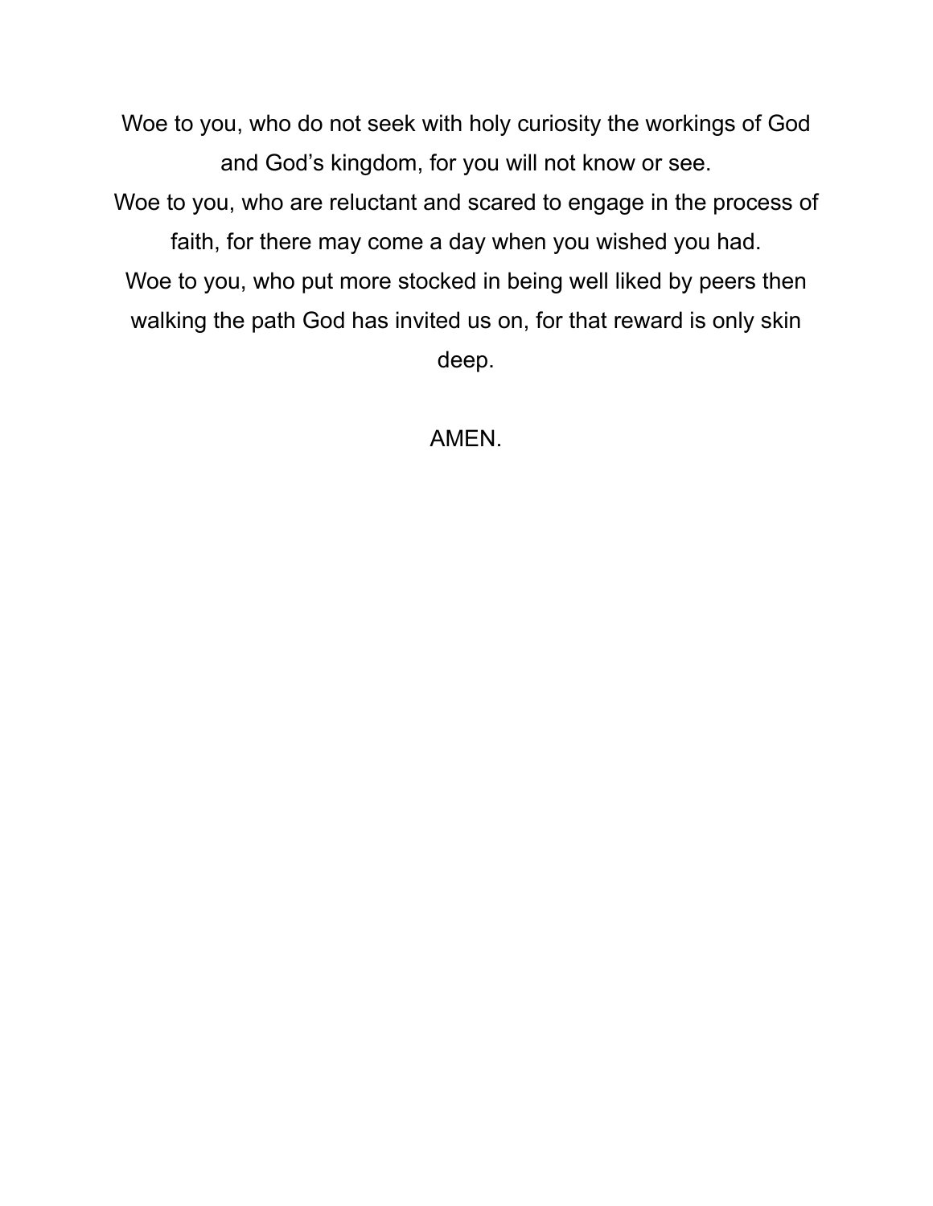Woe to you, who do not seek with holy curiosity the workings of God and God's kingdom, for you will not know or see.
Woe to you, who are reluctant and scared to engage in the process of faith, for there may come a day when you wished you had.
Woe to you, who put more stocked in being well liked by peers then walking the path God has invited us on, for that reward is only skin deep.

AMEN.